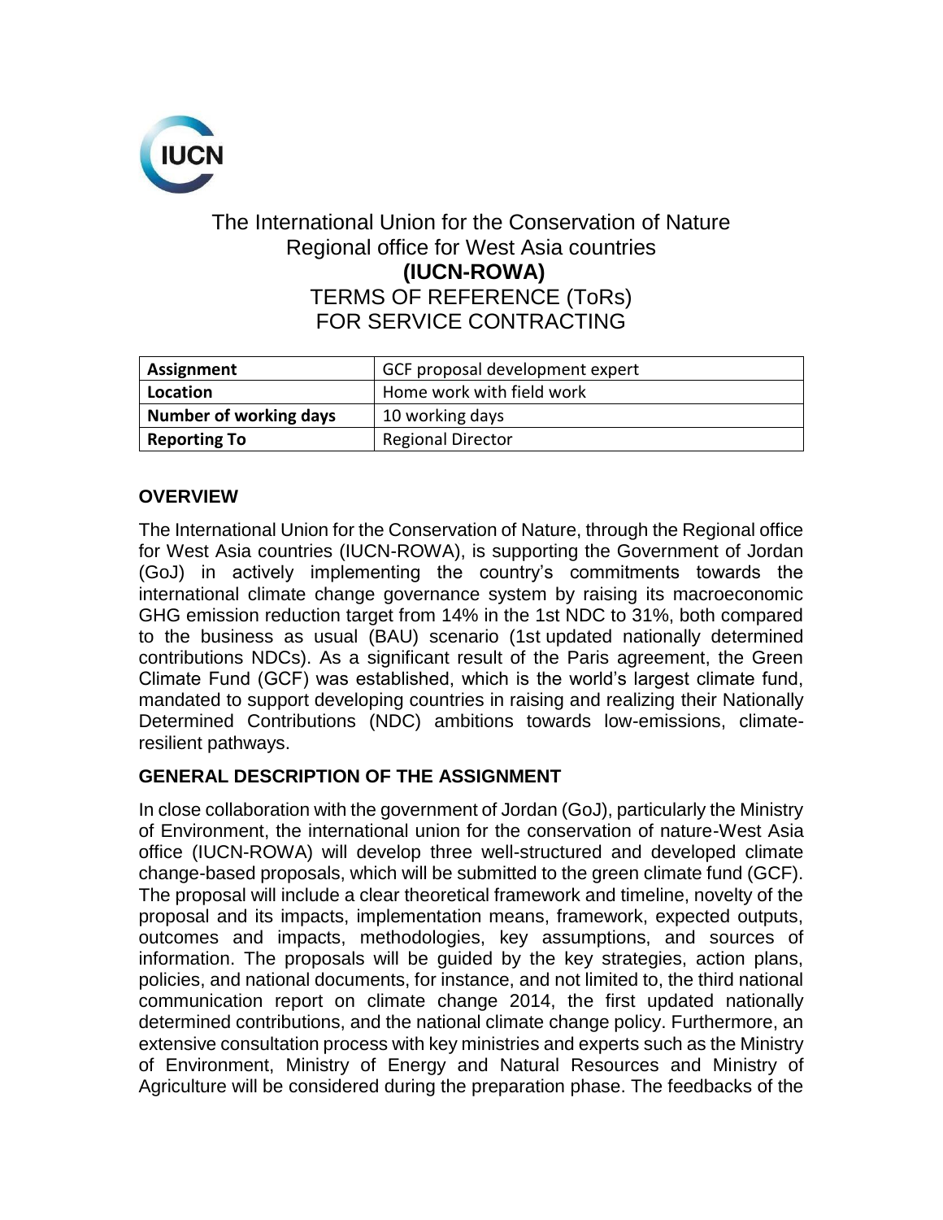IUCN

The International Union for the Conservation of Nature
Regional office for West Asia countries
**(IUCN-ROWA)**
TERMS OF REFERENCE (ToRs)
FOR SERVICE CONTRACTING

| **Assignment** | GCF proposal development expert |
|---|---|
| **Location** | Home work with field work |
| **Number of working days** | 10 working days |
| **Reporting To** | Regional Director |

## OVERVIEW

The International Union for the Conservation of Nature, through the Regional office for West Asia countries (IUCN-ROWA), is supporting the Government of Jordan (GoJ) in actively implementing the country's commitments towards the international climate change governance system by raising its macroeconomic GHG emission reduction target from 14% in the 1st NDC to 31%, both compared to the business as usual (BAU) scenario (1st updated nationally determined contributions NDCs). As a significant result of the Paris agreement, the Green Climate Fund (GCF) was established, which is the world's largest climate fund, mandated to support developing countries in raising and realizing their Nationally Determined Contributions (NDC) ambitions towards low-emissions, climate-resilient pathways.

## GENERAL DESCRIPTION OF THE ASSIGNMENT

In close collaboration with the government of Jordan (GoJ), particularly the Ministry of Environment, the international union for the conservation of nature-West Asia office (IUCN-ROWA) will develop three well-structured and developed climate change-based proposals, which will be submitted to the green climate fund (GCF). The proposal will include a clear theoretical framework and timeline, novelty of the proposal and its impacts, implementation means, framework, expected outputs, outcomes and impacts, methodologies, key assumptions, and sources of information. The proposals will be guided by the key strategies, action plans, policies, and national documents, for instance, and not limited to, the third national communication report on climate change 2014, the first updated nationally determined contributions, and the national climate change policy. Furthermore, an extensive consultation process with key ministries and experts such as the Ministry of Environment, Ministry of Energy and Natural Resources and Ministry of Agriculture will be considered during the preparation phase. The feedbacks of the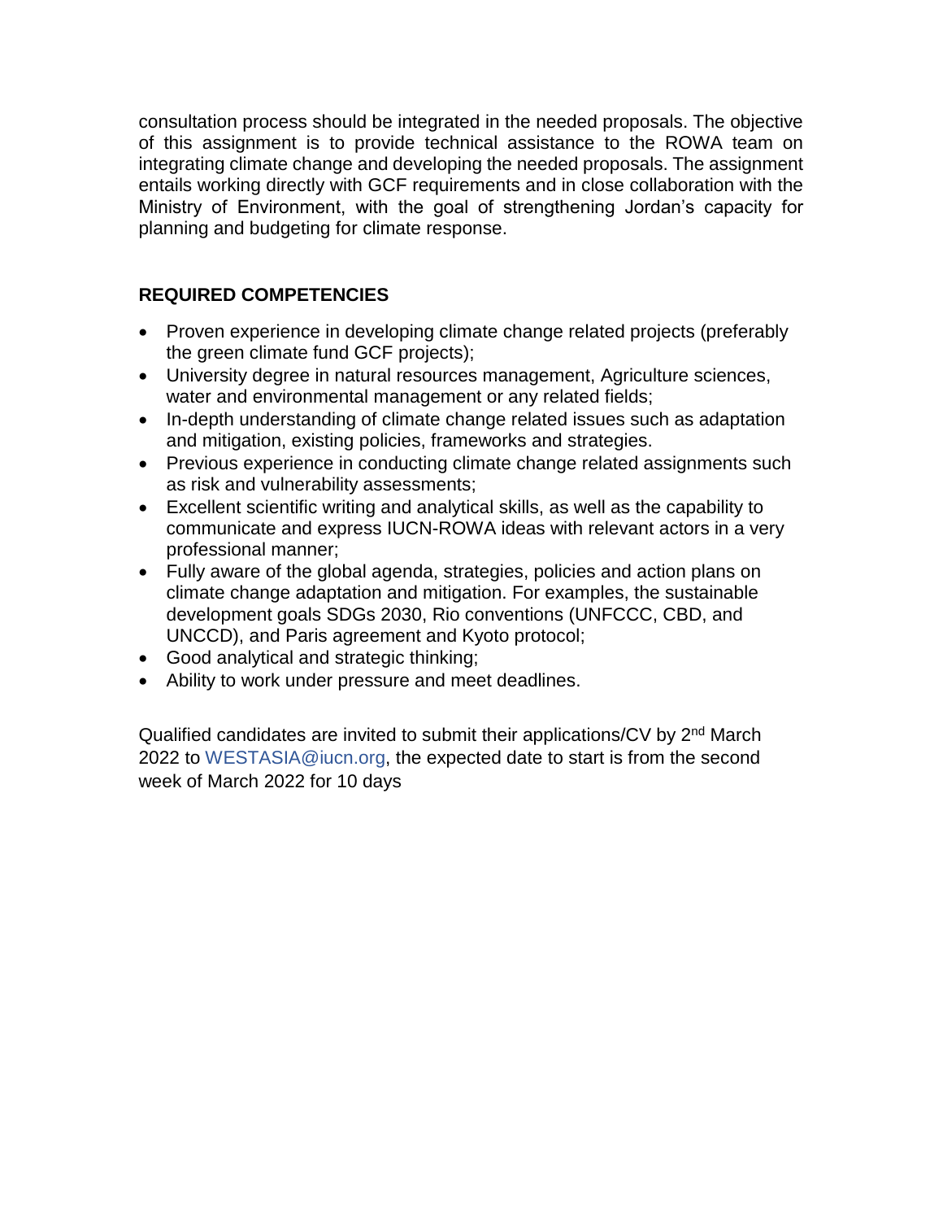consultation process should be integrated in the needed proposals. The objective of this assignment is to provide technical assistance to the ROWA team on integrating climate change and developing the needed proposals. The assignment entails working directly with GCF requirements and in close collaboration with the Ministry of Environment, with the goal of strengthening Jordan's capacity for planning and budgeting for climate response.

**REQUIRED COMPETENCIES**

- Proven experience in developing climate change related projects (preferably the green climate fund GCF projects);
- University degree in natural resources management, Agriculture sciences, water and environmental management or any related fields;
- In-depth understanding of climate change related issues such as adaptation and mitigation, existing policies, frameworks and strategies.
- Previous experience in conducting climate change related assignments such as risk and vulnerability assessments;
- Excellent scientific writing and analytical skills, as well as the capability to communicate and express IUCN-ROWA ideas with relevant actors in a very professional manner;
- Fully aware of the global agenda, strategies, policies and action plans on climate change adaptation and mitigation. For examples, the sustainable development goals SDGs 2030, Rio conventions (UNFCCC, CBD, and UNCCD), and Paris agreement and Kyoto protocol;
- Good analytical and strategic thinking;
- Ability to work under pressure and meet deadlines.

Qualified candidates are invited to submit their applications/CV by 2nd March 2022 to WESTASIA@iucn.org, the expected date to start is from the second week of March 2022 for 10 days